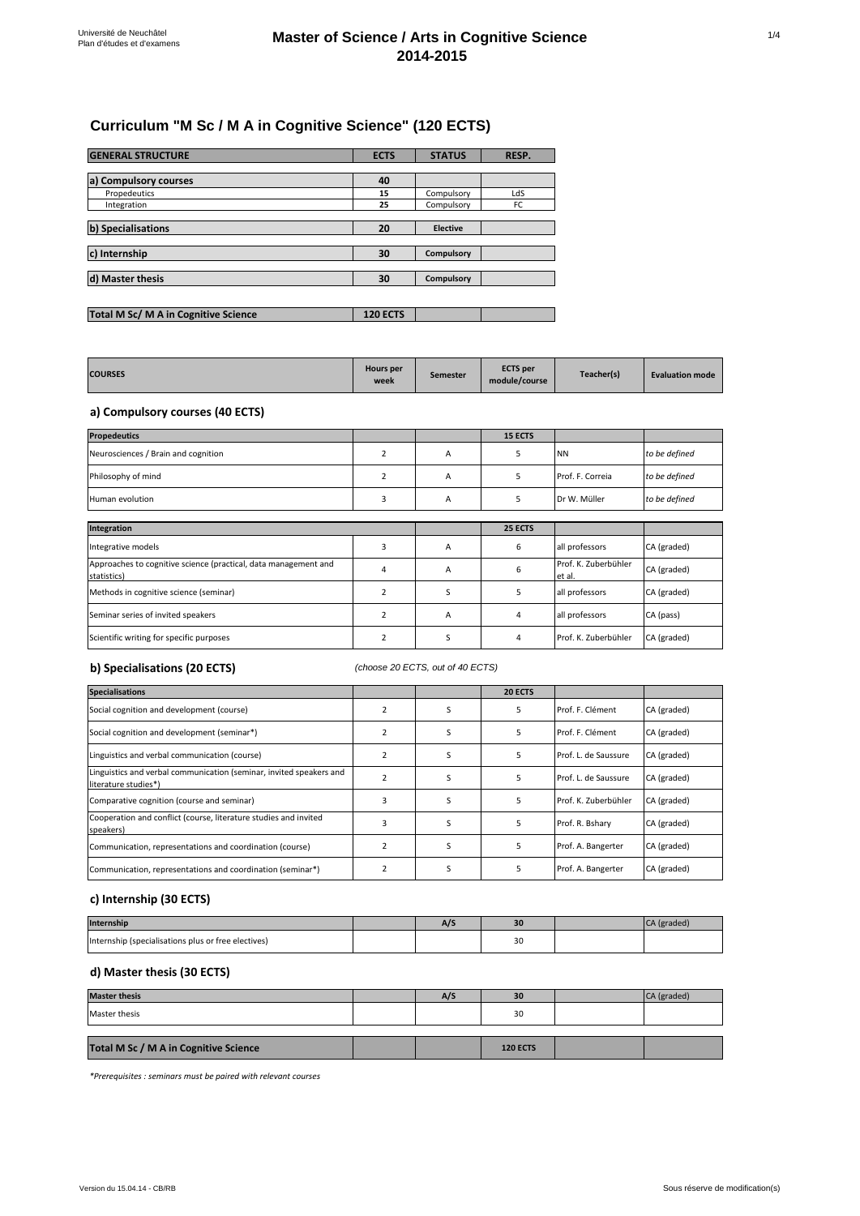# Master of Science / Arts in Cognitive Science
## 2014-2015

Université de Neuchâtel
Plan d'études et d'examens

## Curriculum "M Sc / M A in Cognitive Science" (120 ECTS)

| GENERAL STRUCTURE | ECTS | STATUS | RESP. |
|---|---|---|---|
| **a) Compulsory courses** | **40** | | |
| Propedeutics | 15 | Compulsory | LdS |
| Integration | 25 | Compulsory | FC |
| **b) Specialisations** | **20** | **Elective** | |
| **c) Internship** | **30** | **Compulsory** | |
| **d) Master thesis** | **30** | **Compulsory** | |
| **Total M Sc/ M A in Cognitive Science** | **120 ECTS** | | |

| COURSES | Hours per week | Semester | ECTS per module/course | Teacher(s) | Evaluation mode |
|---|---|---|---|---|---|

### a) Compulsory courses (40 ECTS)

| Propedeutics | | | 15 ECTS | | |
|---|---|---|---|---|---|
| Neurosciences / Brain and cognition | 2 | A | 5 | NN | *to be defined* |
| Philosophy of mind | 2 | A | 5 | Prof. F. Correia | *to be defined* |
| Human evolution | 3 | A | 5 | Dr W. Müller | *to be defined* |

| Integration | | | 25 ECTS | | |
|---|---|---|---|---|---|
| Integrative models | 3 | A | 6 | all professors | CA (graded) |
| Approaches to cognitive science (practical, data management and statistics) | 4 | A | 6 | Prof. K. Zuberbühler et al. | CA (graded) |
| Methods in cognitive science (seminar) | 2 | S | 5 | all professors | CA (graded) |
| Seminar series of invited speakers | 2 | A | 4 | all professors | CA (pass) |
| Scientific writing for specific purposes | 2 | S | 4 | Prof. K. Zuberbühler | CA (graded) |

### b) Specialisations (20 ECTS)

*(choose 20 ECTS, out of 40 ECTS)*

| Specialisations | | | 20 ECTS | | |
|---|---|---|---|---|---|
| Social cognition and development (course) | 2 | S | 5 | Prof. F. Clément | CA (graded) |
| Social cognition and development (seminar*) | 2 | S | 5 | Prof. F. Clément | CA (graded) |
| Linguistics and verbal communication (course) | 2 | S | 5 | Prof. L. de Saussure | CA (graded) |
| Linguistics and verbal communication (seminar, invited speakers and literature studies*) | 2 | S | 5 | Prof. L. de Saussure | CA (graded) |
| Comparative cognition (course and seminar) | 3 | S | 5 | Prof. K. Zuberbühler | CA (graded) |
| Cooperation and conflict (course, literature studies and invited speakers) | 3 | S | 5 | Prof. R. Bshary | CA (graded) |
| Communication, representations and coordination (course) | 2 | S | 5 | Prof. A. Bangerter | CA (graded) |
| Communication, representations and coordination (seminar*) | 2 | S | 5 | Prof. A. Bangerter | CA (graded) |

### c) Internship (30 ECTS)

| Internship | | A/S | 30 | | CA (graded) |
|---|---|---|---|---|---|
| Internship (specialisations plus or free electives) | | | 30 | | |

### d) Master thesis (30 ECTS)

| Master thesis | | A/S | 30 | | CA (graded) |
|---|---|---|---|---|---|
| Master thesis | | | 30 | | |
| **Total M Sc / M A in Cognitive Science** | | | **120 ECTS** | | |

*\*Prerequisites : seminars must be paired with relevant courses*

Version du 15.04.14 - CB/RB

Sous réserve de modification(s)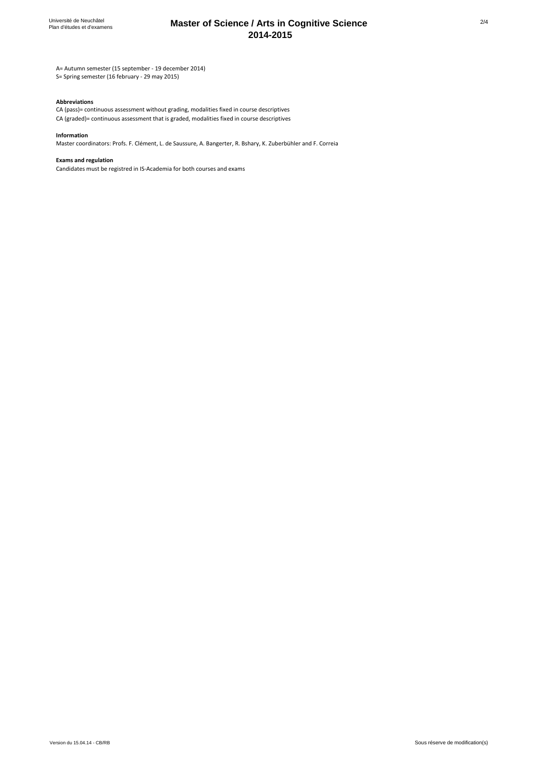A= Autumn semester (15 september - 19 december 2014)
S= Spring semester (16 february - 29 may 2015)

**Abbreviations**

CA (pass)= continuous assessment without grading, modalities fixed in course descriptives
CA (graded)= continuous assessment that is graded, modalities fixed in course descriptives

**Information**

Master coordinators: Profs. F. Clément, L. de Saussure, A. Bangerter, R. Bshary, K. Zuberbühler and F. Correia

**Exams and regulation**

Candidates must be registred in IS-Academia for both courses and exams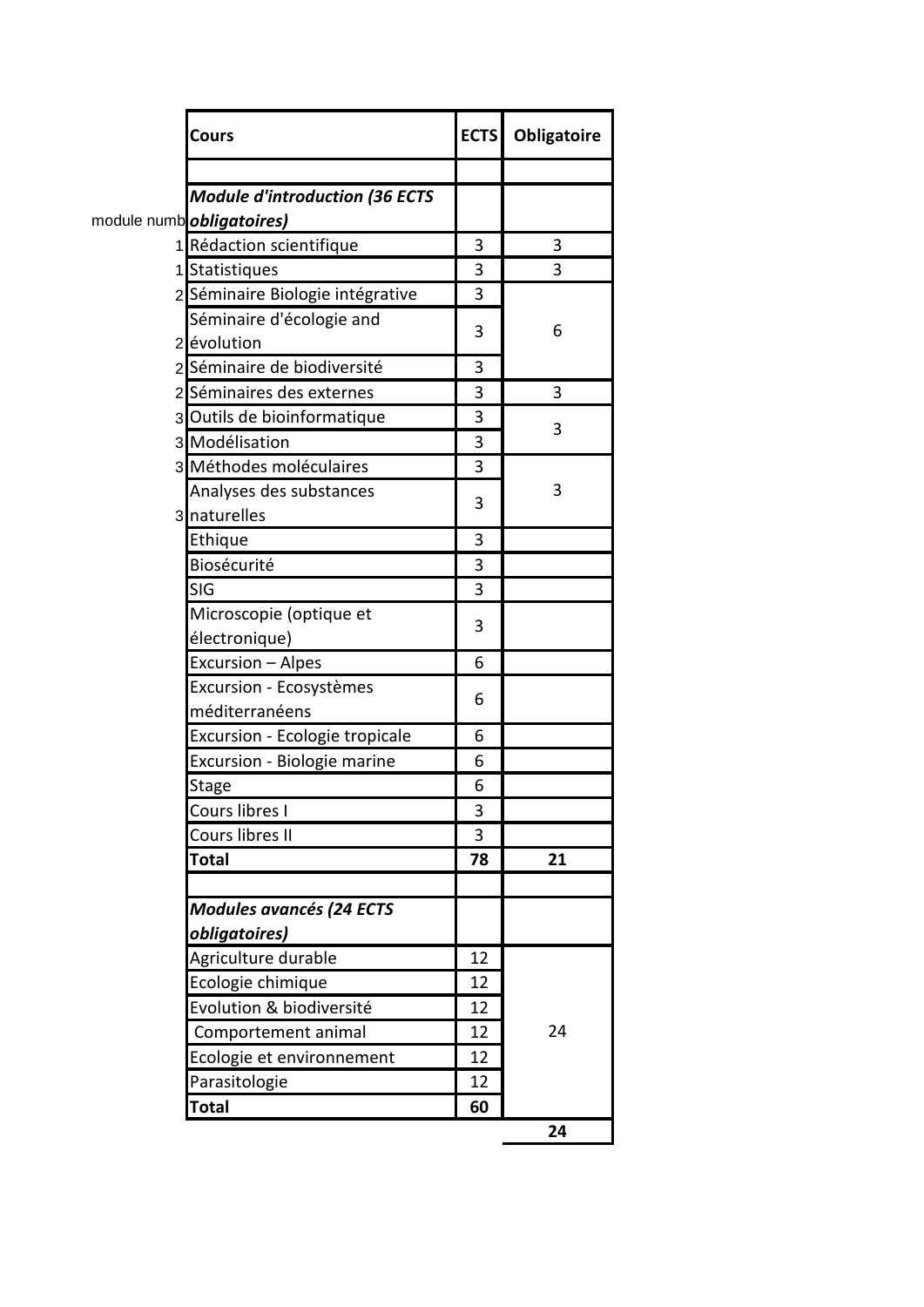| module numb | Cours | ECTS | Obligatoire |
|---|---|---|---|
| | | | |
| | ***Module d'introduction (36 ECTS obligatoires)*** | | |
| 1 | Rédaction scientifique | 3 | 3 |
| 1 | Statistiques | 3 | 3 |
| 2 | Séminaire Biologie intégrative | 3 | |
| 2 | Séminaire d'écologie and évolution | 3 | 6 |
| 2 | Séminaire de biodiversité | 3 | |
| 2 | Séminaires des externes | 3 | 3 |
| 3 | Outils de bioinformatique | 3 | 3 |
| 3 | Modélisation | 3 | |
| 3 | Méthodes moléculaires | 3 | 3 |
| 3 | Analyses des substances naturelles | 3 | |
| | Ethique | 3 | |
| | Biosécurité | 3 | |
| | SIG | 3 | |
| | Microscopie (optique et électronique) | 3 | |
| | Excursion – Alpes | 6 | |
| | Excursion - Ecosystèmes méditerranéens | 6 | |
| | Excursion - Ecologie tropicale | 6 | |
| | Excursion - Biologie marine | 6 | |
| | Stage | 6 | |
| | Cours libres I | 3 | |
| | Cours libres II | 3 | |
| | **Total** | **78** | **21** |
| | | | |
| | ***Modules avancés (24 ECTS obligatoires)*** | | |
| | Agriculture durable | 12 | |
| | Ecologie chimique | 12 | |
| | Evolution & biodiversité | 12 | |
| | Comportement animal | 12 | 24 |
| | Ecologie et environnement | 12 | |
| | Parasitologie | 12 | |
| | **Total** | **60** | |
| | | | **24** |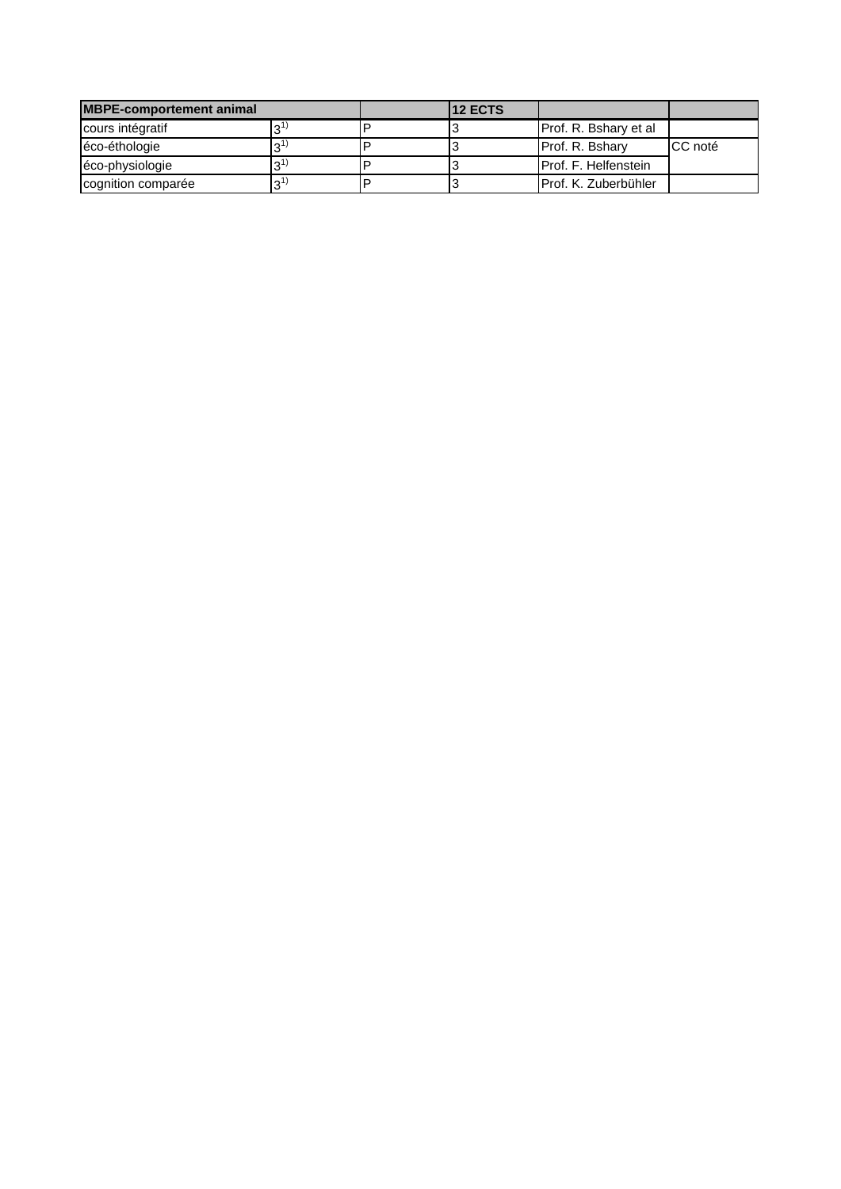| MBPE-comportement animal | | | 12 ECTS | | |
|---|---|---|---|---|---|
| cours intégratif | 3[1)] | P | 3 | Prof. R. Bshary et al | |
| éco-éthologie | 3[1)] | P | 3 | Prof. R. Bshary | CC noté |
| éco-physiologie | 3[1)] | P | 3 | Prof. F. Helfenstein | |
| cognition comparée | 3[1)] | P | 3 | Prof. K. Zuberbühler | |